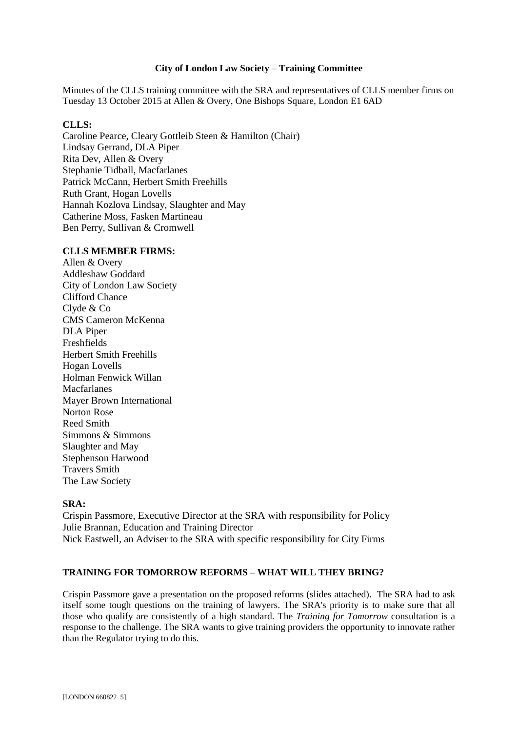**City of London Law Society – Training Committee**

Minutes of the CLLS training committee with the SRA and representatives of CLLS member firms on Tuesday 13 October 2015 at Allen & Overy, One Bishops Square, London E1 6AD

**CLLS:**

Caroline Pearce, Cleary Gottleib Steen & Hamilton (Chair)
Lindsay Gerrand, DLA Piper
Rita Dev, Allen & Overy
Stephanie Tidball, Macfarlanes
Patrick McCann, Herbert Smith Freehills
Ruth Grant, Hogan Lovells
Hannah Kozlova Lindsay, Slaughter and May
Catherine Moss, Fasken Martineau
Ben Perry, Sullivan & Cromwell

**CLLS MEMBER FIRMS:**

Allen & Overy
Addleshaw Goddard
City of London Law Society
Clifford Chance
Clyde & Co
CMS Cameron McKenna
DLA Piper
Freshfields
Herbert Smith Freehills
Hogan Lovells
Holman Fenwick Willan
Macfarlanes
Mayer Brown International
Norton Rose
Reed Smith
Simmons & Simmons
Slaughter and May
Stephenson Harwood
Travers Smith
The Law Society

**SRA:**

Crispin Passmore, Executive Director at the SRA with responsibility for Policy
Julie Brannan, Education and Training Director
Nick Eastwell, an Adviser to the SRA with specific responsibility for City Firms

**TRAINING FOR TOMORROW REFORMS – WHAT WILL THEY BRING?**

Crispin Passmore gave a presentation on the proposed reforms (slides attached). The SRA had to ask itself some tough questions on the training of lawyers. The SRA's priority is to make sure that all those who qualify are consistently of a high standard. The *Training for Tomorrow* consultation is a response to the challenge. The SRA wants to give training providers the opportunity to innovate rather than the Regulator trying to do this.

[LONDON 660822_5]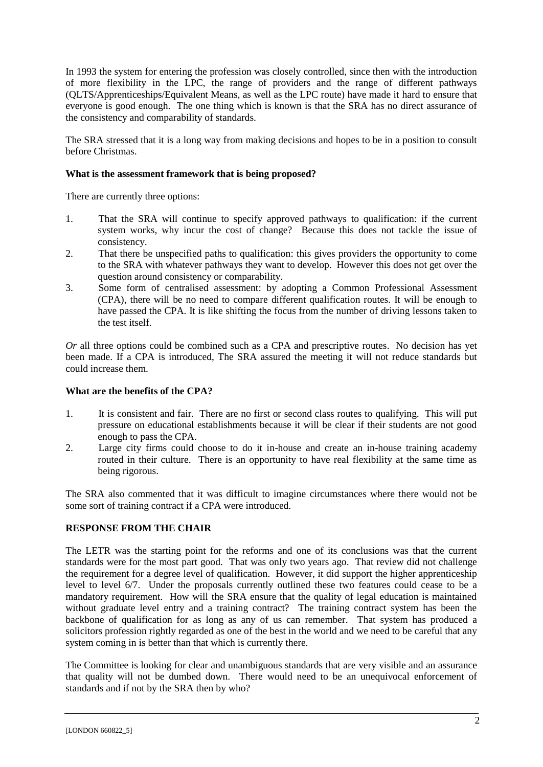In 1993 the system for entering the profession was closely controlled, since then with the introduction of more flexibility in the LPC, the range of providers and the range of different pathways (QLTS/Apprenticeships/Equivalent Means, as well as the LPC route) have made it hard to ensure that everyone is good enough. The one thing which is known is that the SRA has no direct assurance of the consistency and comparability of standards.

The SRA stressed that it is a long way from making decisions and hopes to be in a position to consult before Christmas.

**What is the assessment framework that is being proposed?**

There are currently three options:

1. That the SRA will continue to specify approved pathways to qualification: if the current system works, why incur the cost of change? Because this does not tackle the issue of consistency.
2. That there be unspecified paths to qualification: this gives providers the opportunity to come to the SRA with whatever pathways they want to develop. However this does not get over the question around consistency or comparability.
3. Some form of centralised assessment: by adopting a Common Professional Assessment (CPA), there will be no need to compare different qualification routes. It will be enough to have passed the CPA. It is like shifting the focus from the number of driving lessons taken to the test itself.

*Or* all three options could be combined such as a CPA and prescriptive routes. No decision has yet been made. If a CPA is introduced, The SRA assured the meeting it will not reduce standards but could increase them.

**What are the benefits of the CPA?**

1. It is consistent and fair. There are no first or second class routes to qualifying. This will put pressure on educational establishments because it will be clear if their students are not good enough to pass the CPA.
2. Large city firms could choose to do it in-house and create an in-house training academy routed in their culture. There is an opportunity to have real flexibility at the same time as being rigorous.

The SRA also commented that it was difficult to imagine circumstances where there would not be some sort of training contract if a CPA were introduced.

**RESPONSE FROM THE CHAIR**

The LETR was the starting point for the reforms and one of its conclusions was that the current standards were for the most part good. That was only two years ago. That review did not challenge the requirement for a degree level of qualification. However, it did support the higher apprenticeship level to level 6/7. Under the proposals currently outlined these two features could cease to be a mandatory requirement. How will the SRA ensure that the quality of legal education is maintained without graduate level entry and a training contract? The training contract system has been the backbone of qualification for as long as any of us can remember. That system has produced a solicitors profession rightly regarded as one of the best in the world and we need to be careful that any system coming in is better than that which is currently there.

The Committee is looking for clear and unambiguous standards that are very visible and an assurance that quality will not be dumbed down. There would need to be an unequivocal enforcement of standards and if not by the SRA then by who?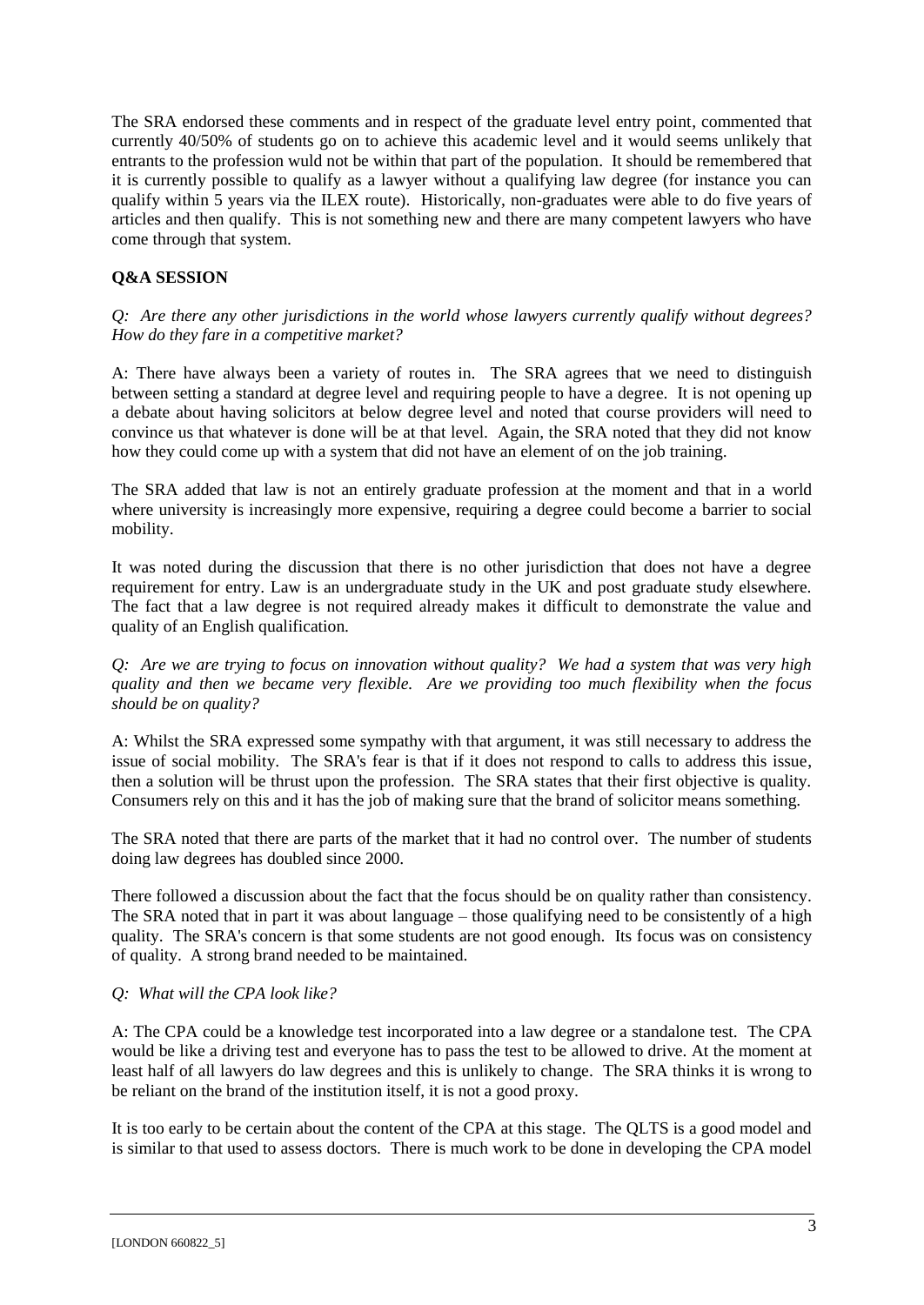The SRA endorsed these comments and in respect of the graduate level entry point, commented that currently 40/50% of students go on to achieve this academic level and it would seems unlikely that entrants to the profession wuld not be within that part of the population. It should be remembered that it is currently possible to qualify as a lawyer without a qualifying law degree (for instance you can qualify within 5 years via the ILEX route). Historically, non-graduates were able to do five years of articles and then qualify. This is not something new and there are many competent lawyers who have come through that system.

**Q&A SESSION**

*Q: Are there any other jurisdictions in the world whose lawyers currently qualify without degrees? How do they fare in a competitive market?*

A: There have always been a variety of routes in. The SRA agrees that we need to distinguish between setting a standard at degree level and requiring people to have a degree. It is not opening up a debate about having solicitors at below degree level and noted that course providers will need to convince us that whatever is done will be at that level. Again, the SRA noted that they did not know how they could come up with a system that did not have an element of on the job training.

The SRA added that law is not an entirely graduate profession at the moment and that in a world where university is increasingly more expensive, requiring a degree could become a barrier to social mobility.

It was noted during the discussion that there is no other jurisdiction that does not have a degree requirement for entry. Law is an undergraduate study in the UK and post graduate study elsewhere. The fact that a law degree is not required already makes it difficult to demonstrate the value and quality of an English qualification.

*Q: Are we are trying to focus on innovation without quality? We had a system that was very high quality and then we became very flexible. Are we providing too much flexibility when the focus should be on quality?*

A: Whilst the SRA expressed some sympathy with that argument, it was still necessary to address the issue of social mobility. The SRA's fear is that if it does not respond to calls to address this issue, then a solution will be thrust upon the profession. The SRA states that their first objective is quality. Consumers rely on this and it has the job of making sure that the brand of solicitor means something.

The SRA noted that there are parts of the market that it had no control over. The number of students doing law degrees has doubled since 2000.

There followed a discussion about the fact that the focus should be on quality rather than consistency. The SRA noted that in part it was about language – those qualifying need to be consistently of a high quality. The SRA's concern is that some students are not good enough. Its focus was on consistency of quality. A strong brand needed to be maintained.

*Q: What will the CPA look like?*

A: The CPA could be a knowledge test incorporated into a law degree or a standalone test. The CPA would be like a driving test and everyone has to pass the test to be allowed to drive. At the moment at least half of all lawyers do law degrees and this is unlikely to change. The SRA thinks it is wrong to be reliant on the brand of the institution itself, it is not a good proxy.

It is too early to be certain about the content of the CPA at this stage. The QLTS is a good model and is similar to that used to assess doctors. There is much work to be done in developing the CPA model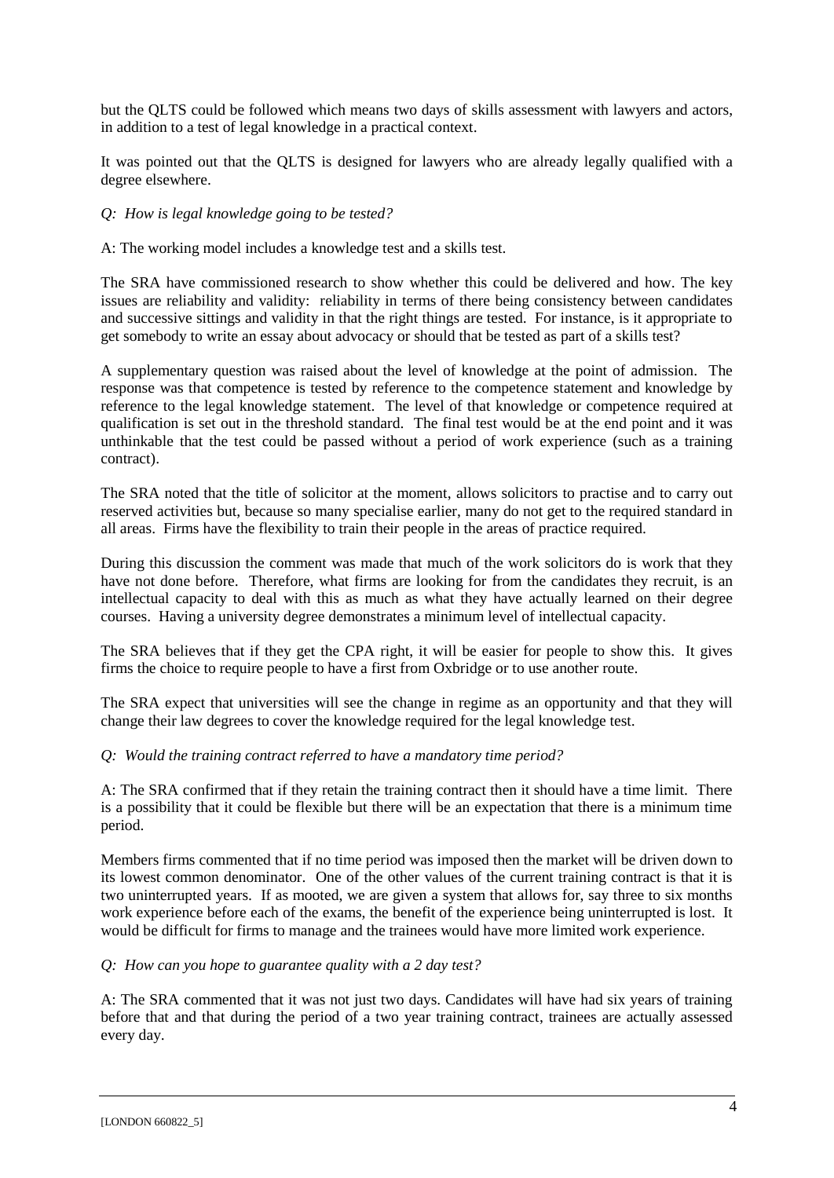but the QLTS could be followed which means two days of skills assessment with lawyers and actors, in addition to a test of legal knowledge in a practical context.

It was pointed out that the QLTS is designed for lawyers who are already legally qualified with a degree elsewhere.

*Q: How is legal knowledge going to be tested?*

A: The working model includes a knowledge test and a skills test.

The SRA have commissioned research to show whether this could be delivered and how. The key issues are reliability and validity: reliability in terms of there being consistency between candidates and successive sittings and validity in that the right things are tested. For instance, is it appropriate to get somebody to write an essay about advocacy or should that be tested as part of a skills test?

A supplementary question was raised about the level of knowledge at the point of admission. The response was that competence is tested by reference to the competence statement and knowledge by reference to the legal knowledge statement. The level of that knowledge or competence required at qualification is set out in the threshold standard. The final test would be at the end point and it was unthinkable that the test could be passed without a period of work experience (such as a training contract).

The SRA noted that the title of solicitor at the moment, allows solicitors to practise and to carry out reserved activities but, because so many specialise earlier, many do not get to the required standard in all areas. Firms have the flexibility to train their people in the areas of practice required.

During this discussion the comment was made that much of the work solicitors do is work that they have not done before. Therefore, what firms are looking for from the candidates they recruit, is an intellectual capacity to deal with this as much as what they have actually learned on their degree courses. Having a university degree demonstrates a minimum level of intellectual capacity.

The SRA believes that if they get the CPA right, it will be easier for people to show this. It gives firms the choice to require people to have a first from Oxbridge or to use another route.

The SRA expect that universities will see the change in regime as an opportunity and that they will change their law degrees to cover the knowledge required for the legal knowledge test.

*Q: Would the training contract referred to have a mandatory time period?*

A: The SRA confirmed that if they retain the training contract then it should have a time limit. There is a possibility that it could be flexible but there will be an expectation that there is a minimum time period.

Members firms commented that if no time period was imposed then the market will be driven down to its lowest common denominator. One of the other values of the current training contract is that it is two uninterrupted years. If as mooted, we are given a system that allows for, say three to six months work experience before each of the exams, the benefit of the experience being uninterrupted is lost. It would be difficult for firms to manage and the trainees would have more limited work experience.

*Q: How can you hope to guarantee quality with a 2 day test?*

A: The SRA commented that it was not just two days. Candidates will have had six years of training before that and that during the period of a two year training contract, trainees are actually assessed every day.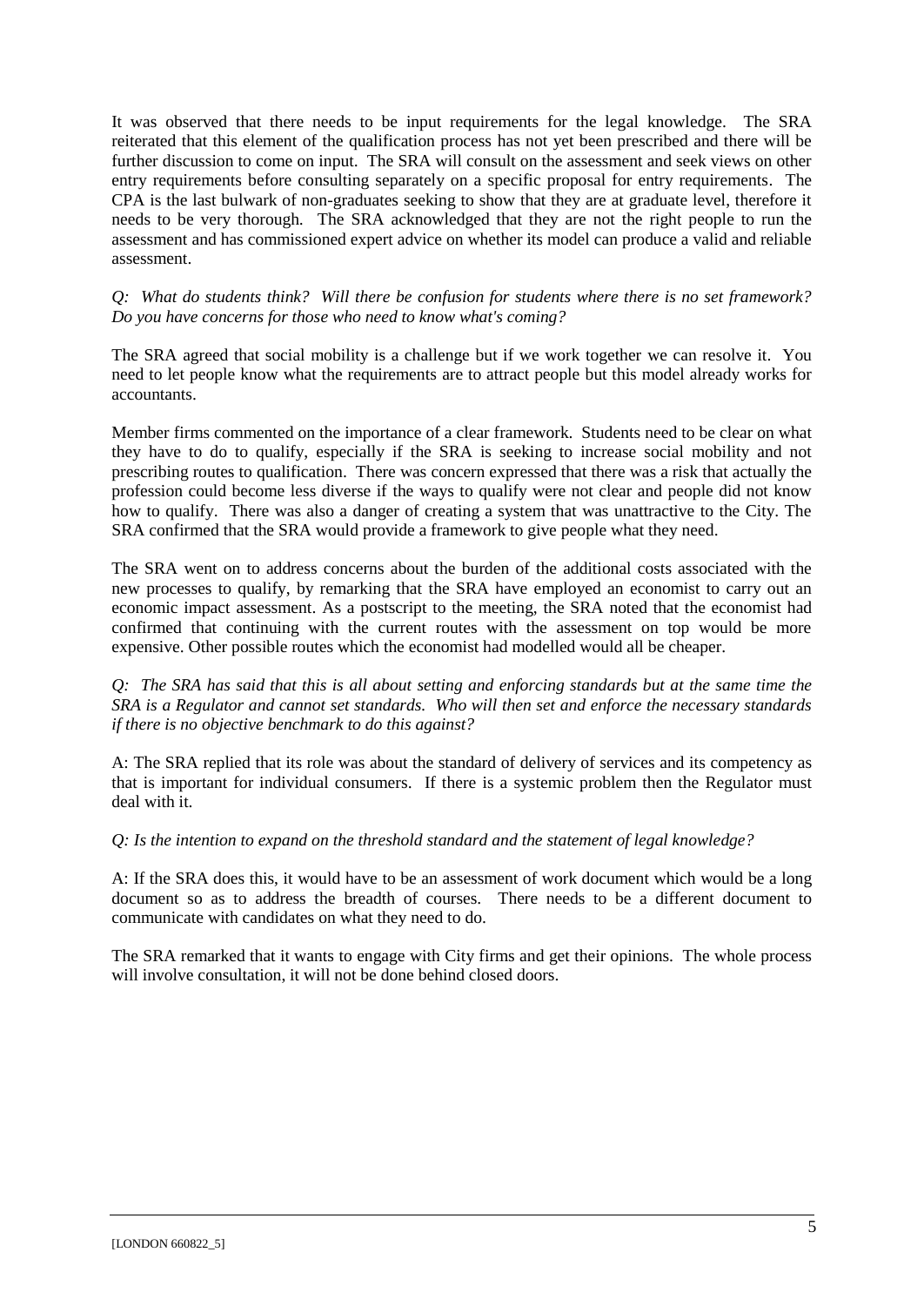It was observed that there needs to be input requirements for the legal knowledge. The SRA reiterated that this element of the qualification process has not yet been prescribed and there will be further discussion to come on input. The SRA will consult on the assessment and seek views on other entry requirements before consulting separately on a specific proposal for entry requirements. The CPA is the last bulwark of non-graduates seeking to show that they are at graduate level, therefore it needs to be very thorough. The SRA acknowledged that they are not the right people to run the assessment and has commissioned expert advice on whether its model can produce a valid and reliable assessment.

*Q: What do students think? Will there be confusion for students where there is no set framework? Do you have concerns for those who need to know what's coming?*

The SRA agreed that social mobility is a challenge but if we work together we can resolve it. You need to let people know what the requirements are to attract people but this model already works for accountants.

Member firms commented on the importance of a clear framework. Students need to be clear on what they have to do to qualify, especially if the SRA is seeking to increase social mobility and not prescribing routes to qualification. There was concern expressed that there was a risk that actually the profession could become less diverse if the ways to qualify were not clear and people did not know how to qualify. There was also a danger of creating a system that was unattractive to the City. The SRA confirmed that the SRA would provide a framework to give people what they need.

The SRA went on to address concerns about the burden of the additional costs associated with the new processes to qualify, by remarking that the SRA have employed an economist to carry out an economic impact assessment. As a postscript to the meeting, the SRA noted that the economist had confirmed that continuing with the current routes with the assessment on top would be more expensive. Other possible routes which the economist had modelled would all be cheaper.

*Q: The SRA has said that this is all about setting and enforcing standards but at the same time the SRA is a Regulator and cannot set standards. Who will then set and enforce the necessary standards if there is no objective benchmark to do this against?*

A: The SRA replied that its role was about the standard of delivery of services and its competency as that is important for individual consumers. If there is a systemic problem then the Regulator must deal with it.

*Q: Is the intention to expand on the threshold standard and the statement of legal knowledge?*

A: If the SRA does this, it would have to be an assessment of work document which would be a long document so as to address the breadth of courses. There needs to be a different document to communicate with candidates on what they need to do.

The SRA remarked that it wants to engage with City firms and get their opinions. The whole process will involve consultation, it will not be done behind closed doors.

[LONDON 660822_5]